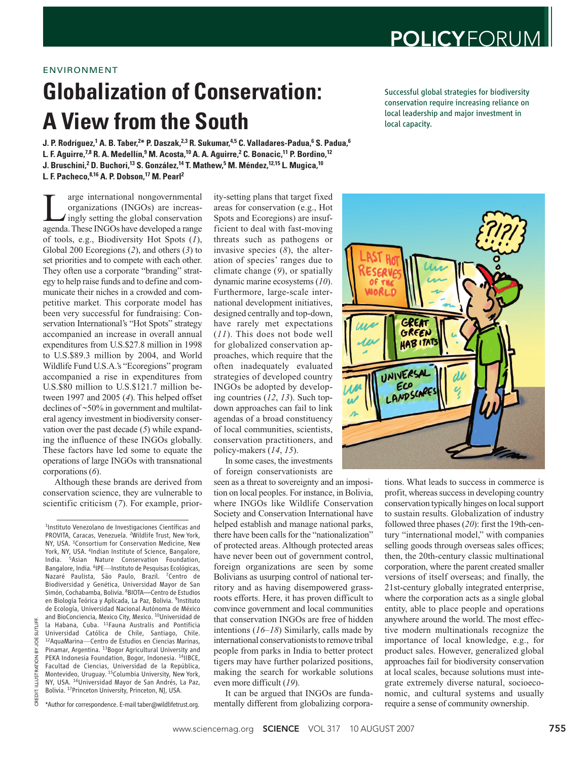POLICYFORUM

ENVIRONMENT

# Globalization of Conservation: A View from the South

Successful global strategies for biodiversity conservation require increasing reliance on local leadership and major investment in local capacity.

**J. P. Rodríguez,[1] A. B. Taber,[2]* P. Daszak,[2,3] R. Sukumar,[4,5] C. Valladares-Padua,[6] S. Padua,[6] L. F. Aguirre,[7,8] R. A. Medellín,[9] M. Acosta,[10] A. A. Aguirre,[2] C. Bonacic,[11] P. Bordino,[12] J. Bruschini,[2] D. Buchori,[13] S. González,[14] T. Mathew,[5] M. Méndez,[12,15] L. Mugica,[10] L. F. Pacheco,[8,16] A. P. Dobson,[17] M. Pearl[2]**

Large international nongovernmental organizations (INGOs) are increasingly setting the global conservation agenda. These INGOs have developed a range of tools, e.g., Biodiversity Hot Spots (*1*), Global 200 Ecoregions (*2*), and others (*3*) to set priorities and to compete with each other. They often use a corporate "branding" strategy to help raise funds and to define and communicate their niches in a crowded and competitive market. This corporate model has been very successful for fundraising: Conservation International's "Hot Spots" strategy accompanied an increase in overall annual expenditures from U.S.$27.8 million in 1998 to U.S.$89.3 million by 2004, and World Wildlife Fund U.S.A.'s "Ecoregions" program accompanied a rise in expenditures from U.S.$80 million to U.S.$121.7 million between 1997 and 2005 (*4*). This helped offset declines of ~50% in government and multilateral agency investment in biodiversity conservation over the past decade (*5*) while expanding the influence of these INGOs globally. These factors have led some to equate the operations of large INGOs with transnational corporations (*6*).

Although these brands are derived from conservation science, they are vulnerable to scientific criticism (*7*). For example, priority-setting plans that target fixed areas for conservation (e.g., Hot Spots and Ecoregions) are insufficient to deal with fast-moving threats such as pathogens or invasive species (*8*), the alteration of species' ranges due to climate change (*9*), or spatially dynamic marine ecosystems (*10*). Furthermore, large-scale international development initiatives, designed centrally and top-down, have rarely met expectations (*11*). This does not bode well for globalized conservation approaches, which require that the often inadequately evaluated strategies of developed country INGOs be adopted by developing countries (*12*, *13*). Such top-down approaches can fail to link agendas of a broad constituency of local communities, scientists, conservation practitioners, and policy-makers (*14*, *15*).

In some cases, the investments of foreign conservationists are seen as a threat to sovereignty and an imposition on local peoples. For instance, in Bolivia, where INGOs like Wildlife Conservation Society and Conservation International have helped establish and manage national parks, there have been calls for the "nationalization" of protected areas. Although protected areas have never been out of government control, foreign organizations are seen by some Bolivians as usurping control of national territory and as having disempowered grassroots efforts. Here, it has proven difficult to convince government and local communities that conservation INGOs are free of hidden intentions (*16–18*) Similarly, calls made by international conservationists to remove tribal people from parks in India to better protect tigers may have further polarized positions, making the search for workable solutions even more difficult (*19*).

It can be argued that INGOs are fundamentally different from globalizing corporations. What leads to success in commerce is profit, whereas success in developing country conservation typically hinges on local support to sustain results. Globalization of industry followed three phases (*20*): first the 19th-century "international model," with companies selling goods through overseas sales offices; then, the 20th-century classic multinational corporation, where the parent created smaller versions of itself overseas; and finally, the 21st-century globally integrated enterprise, where the corporation acts as a single global entity, able to place people and operations anywhere around the world. The most effective modern multinationals recognize the importance of local knowledge, e.g., for product sales. However, generalized global approaches fail for biodiversity conservation at local scales, because solutions must integrate extremely diverse natural, socioeconomic, and cultural systems and usually require a sense of community ownership.

---

[1]Instituto Venezolano de Investigaciones Científicas and PROVITA, Caracas, Venezuela. [2]Wildlife Trust, New York, NY, USA. [3]Consortium for Conservation Medicine, New York, NY, USA. [4]Indian Institute of Science, Bangalore, India. [5]Asian Nature Conservation Foundation, Bangalore, India. [6]IPE—Instituto de Pesquisas Ecológicas, Nazaré Paulista, São Paulo, Brazil. [7]Centro de Biodiversidad y Genética, Universidad Mayor de San Simón, Cochabamba, Bolivia. [8]BIOTA—Centro de Estudios en Biología Teórica y Aplicada, La Paz, Bolivia. [9]Instituto de Ecología, Universidad Nacional Autónoma de México and BioConciencia, Mexico City, Mexico. [10]Universidad de la Habana, Cuba. [11]Fauna Australis and Pontificia Universidad Católica de Chile, Santiago, Chile. [12]AquaMarina—Centro de Estudios en Ciencias Marinas, Pinamar, Argentina. [13]Bogor Agricultural University and PEKA Indonesia Foundation, Bogor, Indonesia. [14]IIBCE, Facultad de Ciencias, Universidad de la República, Montevideo, Uruguay. [15]Columbia University, New York, NY, USA. [16]Universidad Mayor de San Andrés, La Paz, Bolivia. [17]Princeton University, Princeton, NJ, USA.

*Author for correspondence. E-mail taber@wildlifetrust.org.

CREDIT: ILLUSTRATION BY JOE SUTLIFF.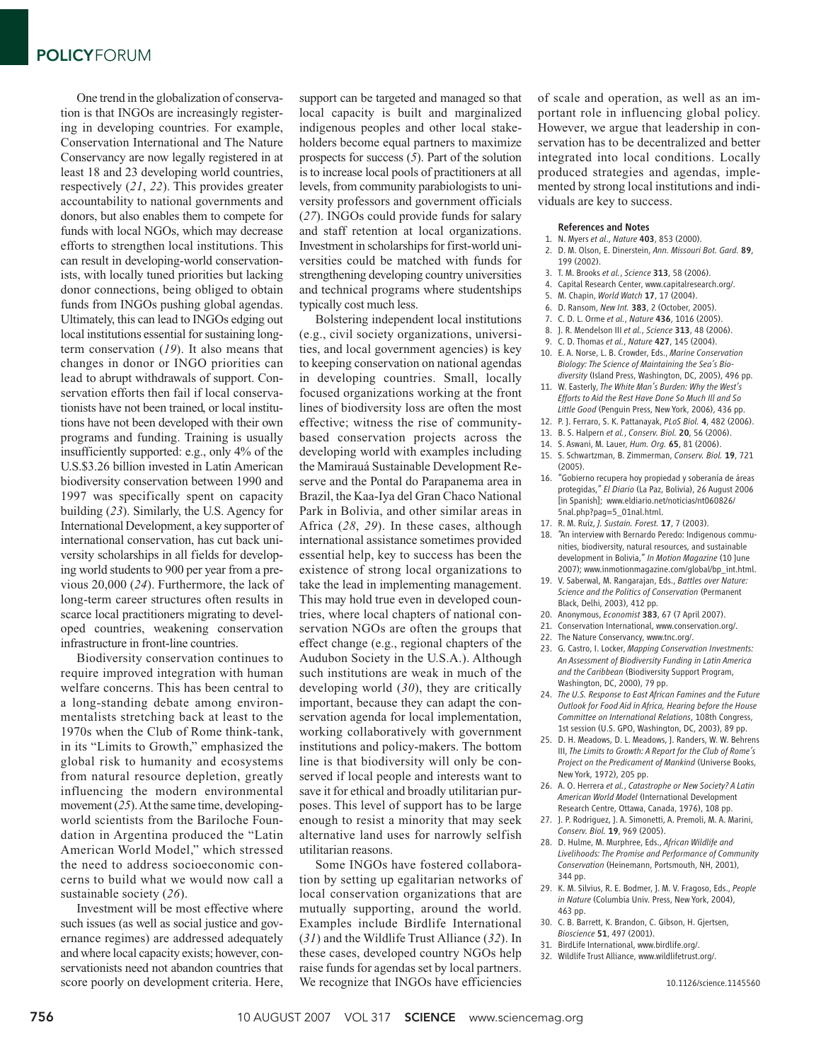One trend in the globalization of conservation is that INGOs are increasingly registering in developing countries. For example, Conservation International and The Nature Conservancy are now legally registered in at least 18 and 23 developing world countries, respectively (*21*, *22*). This provides greater accountability to national governments and donors, but also enables them to compete for funds with local NGOs, which may decrease efforts to strengthen local institutions. This can result in developing-world conservationists, with locally tuned priorities but lacking donor connections, being obliged to obtain funds from INGOs pushing global agendas. Ultimately, this can lead to INGOs edging out local institutions essential for sustaining long-term conservation (*19*). It also means that changes in donor or INGO priorities can lead to abrupt withdrawals of support. Conservation efforts then fail if local conservationists have not been trained, or local institutions have not been developed with their own programs and funding. Training is usually insufficiently supported: e.g., only 4% of the U.S.$3.26 billion invested in Latin American biodiversity conservation between 1990 and 1997 was specifically spent on capacity building (*23*). Similarly, the U.S. Agency for International Development, a key supporter of international conservation, has cut back university scholarships in all fields for developing world students to 900 per year from a previous 20,000 (*24*). Furthermore, the lack of long-term career structures often results in scarce local practitioners migrating to developed countries, weakening conservation infrastructure in front-line countries.

Biodiversity conservation continues to require improved integration with human welfare concerns. This has been central to a long-standing debate among environmentalists stretching back at least to the 1970s when the Club of Rome think-tank, in its "Limits to Growth," emphasized the global risk to humanity and ecosystems from natural resource depletion, greatly influencing the modern environmental movement (*25*). At the same time, developing-world scientists from the Bariloche Foundation in Argentina produced the "Latin American World Model," which stressed the need to address socioeconomic concerns to build what we would now call a sustainable society (*26*).

Investment will be most effective where such issues (as well as social justice and governance regimes) are addressed adequately and where local capacity exists; however, conservationists need not abandon countries that score poorly on development criteria. Here, support can be targeted and managed so that local capacity is built and marginalized indigenous peoples and other local stakeholders become equal partners to maximize prospects for success (*5*). Part of the solution is to increase local pools of practitioners at all levels, from community parabiologists to university professors and government officials (*27*). INGOs could provide funds for salary and staff retention at local organizations. Investment in scholarships for first-world universities could be matched with funds for strengthening developing country universities and technical programs where studentships typically cost much less.

Bolstering independent local institutions (e.g., civil society organizations, universities, and local government agencies) is key to keeping conservation on national agendas in developing countries. Small, locally focused organizations working at the front lines of biodiversity loss are often the most effective; witness the rise of community-based conservation projects across the developing world with examples including the Mamirauá Sustainable Development Reserve and the Pontal do Parapanema area in Brazil, the Kaa-Iya del Gran Chaco National Park in Bolivia, and other similar areas in Africa (*28*, *29*). In these cases, although international assistance sometimes provided essential help, key to success has been the existence of strong local organizations to take the lead in implementing management. This may hold true even in developed countries, where local chapters of national conservation NGOs are often the groups that effect change (e.g., regional chapters of the Audubon Society in the U.S.A.). Although such institutions are weak in much of the developing world (*30*), they are critically important, because they can adapt the conservation agenda for local implementation, working collaboratively with government institutions and policy-makers. The bottom line is that biodiversity will only be conserved if local people and interests want to save it for ethical and broadly utilitarian purposes. This level of support has to be large enough to resist a minority that may seek alternative land uses for narrowly selfish utilitarian reasons.

Some INGOs have fostered collaboration by setting up egalitarian networks of local conservation organizations that are mutually supporting, around the world. Examples include Birdlife International (*31*) and the Wildlife Trust Alliance (*32*). In these cases, developed country NGOs help raise funds for agendas set by local partners. We recognize that INGOs have efficiencies of scale and operation, as well as an important role in influencing global policy. However, we argue that leadership in conservation has to be decentralized and better integrated into local conditions. Locally produced strategies and agendas, implemented by strong local institutions and individuals are key to success.

#### References and Notes

1. N. Myers *et al.*, *Nature* **403**, 853 (2000).
2. D. M. Olson, E. Dinerstein, *Ann. Missouri Bot. Gard.* **89**, 199 (2002).
3. T. M. Brooks *et al.*, *Science* **313**, 58 (2006).
4. Capital Research Center, www.capitalresearch.org/.
5. M. Chapin, *World Watch* **17**, 17 (2004).
6. D. Ransom, *New Int.* **383**, 2 (October, 2005).
7. C. D. L. Orme *et al.*, *Nature* **436**, 1016 (2005).
8. J. R. Mendelson III *et al.*, *Science* **313**, 48 (2006).
9. C. D. Thomas *et al.*, *Nature* **427**, 145 (2004).
10. E. A. Norse, L. B. Crowder, Eds., *Marine Conservation Biology: The Science of Maintaining the Sea's Biodiversity* (Island Press, Washington, DC, 2005), 496 pp.
11. W. Easterly, *The White Man's Burden: Why the West's Efforts to Aid the Rest Have Done So Much Ill and So Little Good* (Penguin Press, New York, 2006), 436 pp.
12. P. J. Ferraro, S. K. Pattanayak, *PLoS Biol.* **4**, 482 (2006).
13. B. S. Halpern *et al.*, *Conserv. Biol.* **20**, 56 (2006).
14. S. Aswani, M. Lauer, *Hum. Org.* **65**, 81 (2006).
15. S. Schwartzman, B. Zimmerman, *Conserv. Biol.* **19**, 721 (2005).
16. "Gobierno recupera hoy propiedad y soberanía de áreas protegidas," *El Diario* (La Paz, Bolivia), 26 August 2006 [in Spanish]; www.eldiario.net/noticias/nt060826/5nal.php?pag=5_01nal.html.
17. R. M. Ruíz, *J. Sustain. Forest.* **17**, 7 (2003).
18. "An interview with Bernardo Peredo: Indigenous communities, biodiversity, natural resources, and sustainable development in Bolivia," *In Motion Magazine* (10 June 2007); www.inmotionmagazine.com/global/bp_int.html.
19. V. Saberwal, M. Rangarajan, Eds., *Battles over Nature: Science and the Politics of Conservation* (Permanent Black, Delhi, 2003), 412 pp.
20. Anonymous, *Economist* **383**, 67 (7 April 2007).
21. Conservation International, www.conservation.org/.
22. The Nature Conservancy, www.tnc.org/.
23. G. Castro, I. Locker, *Mapping Conservation Investments: An Assessment of Biodiversity Funding in Latin America and the Caribbean* (Biodiversity Support Program, Washington, DC, 2000), 79 pp.
24. *The U.S. Response to East African Famines and the Future Outlook for Food Aid in Africa, Hearing before the House Committee on International Relations*, 108th Congress, 1st session (U.S. GPO, Washington, DC, 2003), 89 pp.
25. D. H. Meadows, D. L. Meadows, J. Randers, W. W. Behrens III, *The Limits to Growth: A Report for the Club of Rome's Project on the Predicament of Mankind* (Universe Books, New York, 1972), 205 pp.
26. A. O. Herrera *et al.*, *Catastrophe or New Society? A Latin American World Model* (International Development Research Centre, Ottawa, Canada, 1976), 108 pp.
27. J. P. Rodriguez, J. A. Simonetti, A. Premoli, M. A. Marini, *Conserv. Biol.* **19**, 969 (2005).
28. D. Hulme, M. Murphree, Eds., *African Wildlife and Livelihoods: The Promise and Performance of Community Conservation* (Heinemann, Portsmouth, NH, 2001), 344 pp.
29. K. M. Silvius, R. E. Bodmer, J. M. V. Fragoso, Eds., *People in Nature* (Columbia Univ. Press, New York, 2004), 463 pp.
30. C. B. Barrett, K. Brandon, C. Gibson, H. Gjertsen, *Bioscience* **51**, 497 (2001).
31. BirdLife International, www.birdlife.org/.
32. Wildlife Trust Alliance, www.wildlifetrust.org/.

10.1126/science.1145560